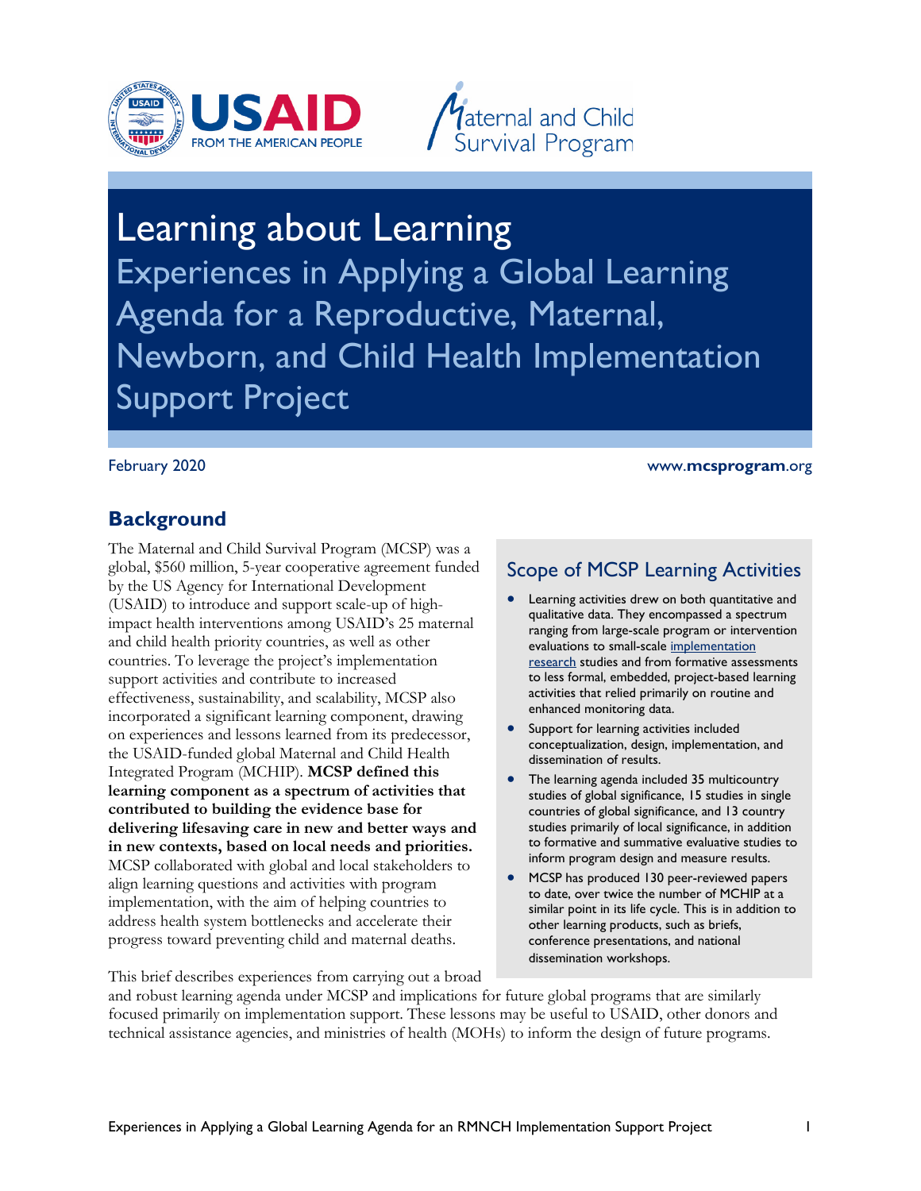# Learning about Learning

## Experiences in Applying a Global Learning Agenda for a Reproductive, Maternal, Newborn, and Child Health Implementation Support Project

February 2020

www.mcsprogram.org

## Background

The Maternal and Child Survival Program (MCSP) was a global, $560 million, 5-year cooperative agreement funded by the US Agency for International Development (USAID) to introduce and support scale-up of high-impact health interventions among USAID's 25 maternal and child health priority countries, as well as other countries. To leverage the project's implementation support activities and contribute to increased effectiveness, sustainability, and scalability, MCSP also incorporated a significant learning component, drawing on experiences and lessons learned from its predecessor, the USAID-funded global Maternal and Child Health Integrated Program (MCHIP). **MCSP defined this learning component as a spectrum of activities that contributed to building the evidence base for delivering lifesaving care in new and better ways and in new contexts, based on local needs and priorities.** MCSP collaborated with global and local stakeholders to align learning questions and activities with program implementation, with the aim of helping countries to address health system bottlenecks and accelerate their progress toward preventing child and maternal deaths.

This brief describes experiences from carrying out a broad and robust learning agenda under MCSP and implications for future global programs that are similarly focused primarily on implementation support. These lessons may be useful to USAID, other donors and technical assistance agencies, and ministries of health (MOHs) to inform the design of future programs.

### Scope of MCSP Learning Activities

- Learning activities drew on both quantitative and qualitative data. They encompassed a spectrum ranging from large-scale program or intervention evaluations to small-scale implementation research studies and from formative assessments to less formal, embedded, project-based learning activities that relied primarily on routine and enhanced monitoring data.
- Support for learning activities included conceptualization, design, implementation, and dissemination of results.
- The learning agenda included 35 multicountry studies of global significance, 15 studies in single countries of global significance, and 13 country studies primarily of local significance, in addition to formative and summative evaluative studies to inform program design and measure results.
- MCSP has produced 130 peer-reviewed papers to date, over twice the number of MCHIP at a similar point in its life cycle. This is in addition to other learning products, such as briefs, conference presentations, and national dissemination workshops.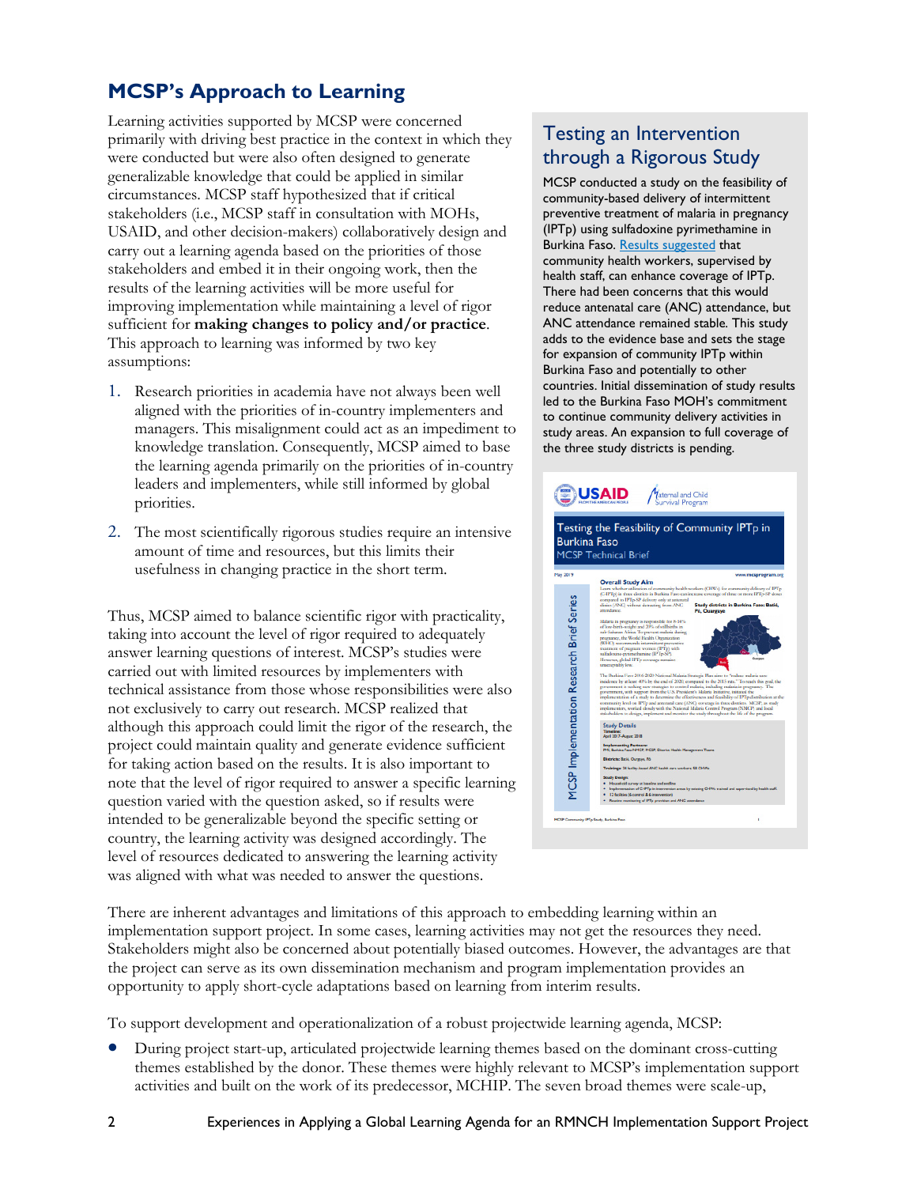## MCSP's Approach to Learning

Learning activities supported by MCSP were concerned primarily with driving best practice in the context in which they were conducted but were also often designed to generate generalizable knowledge that could be applied in similar circumstances. MCSP staff hypothesized that if critical stakeholders (i.e., MCSP staff in consultation with MOHs, USAID, and other decision-makers) collaboratively design and carry out a learning agenda based on the priorities of those stakeholders and embed it in their ongoing work, then the results of the learning activities will be more useful for improving implementation while maintaining a level of rigor sufficient for **making changes to policy and/or practice**. This approach to learning was informed by two key assumptions:

1. Research priorities in academia have not always been well aligned with the priorities of in-country implementers and managers. This misalignment could act as an impediment to knowledge translation. Consequently, MCSP aimed to base the learning agenda primarily on the priorities of in-country leaders and implementers, while still informed by global priorities.
2. The most scientifically rigorous studies require an intensive amount of time and resources, but this limits their usefulness in changing practice in the short term.

Thus, MCSP aimed to balance scientific rigor with practicality, taking into account the level of rigor required to adequately answer learning questions of interest. MCSP's studies were carried out with limited resources by implementers with technical assistance from those whose responsibilities were also not exclusively to carry out research. MCSP realized that although this approach could limit the rigor of the research, the project could maintain quality and generate evidence sufficient for taking action based on the results. It is also important to note that the level of rigor required to answer a specific learning question varied with the question asked, so if results were intended to be generalizable beyond the specific setting or country, the learning activity was designed accordingly. The level of resources dedicated to answering the learning activity was aligned with what was needed to answer the questions.

### Testing an Intervention through a Rigorous Study

MCSP conducted a study on the feasibility of community-based delivery of intermittent preventive treatment of malaria in pregnancy (IPTp) using sulfadoxine pyrimethamine in Burkina Faso. Results suggested that community health workers, supervised by health staff, can enhance coverage of IPTp. There had been concerns that this would reduce antenatal care (ANC) attendance, but ANC attendance remained stable. This study adds to the evidence base and sets the stage for expansion of community IPTp within Burkina Faso and potentially to other countries. Initial dissemination of study results led to the Burkina Faso MOH's commitment to continue community delivery activities in study areas. An expansion to full coverage of the three study districts is pending.

There are inherent advantages and limitations of this approach to embedding learning within an implementation support project. In some cases, learning activities may not get the resources they need. Stakeholders might also be concerned about potentially biased outcomes. However, the advantages are that the project can serve as its own dissemination mechanism and program implementation provides an opportunity to apply short-cycle adaptations based on learning from interim results.

To support development and operationalization of a robust projectwide learning agenda, MCSP:

- During project start-up, articulated projectwide learning themes based on the dominant cross-cutting themes established by the donor. These themes were highly relevant to MCSP's implementation support activities and built on the work of its predecessor, MCHIP. The seven broad themes were scale-up,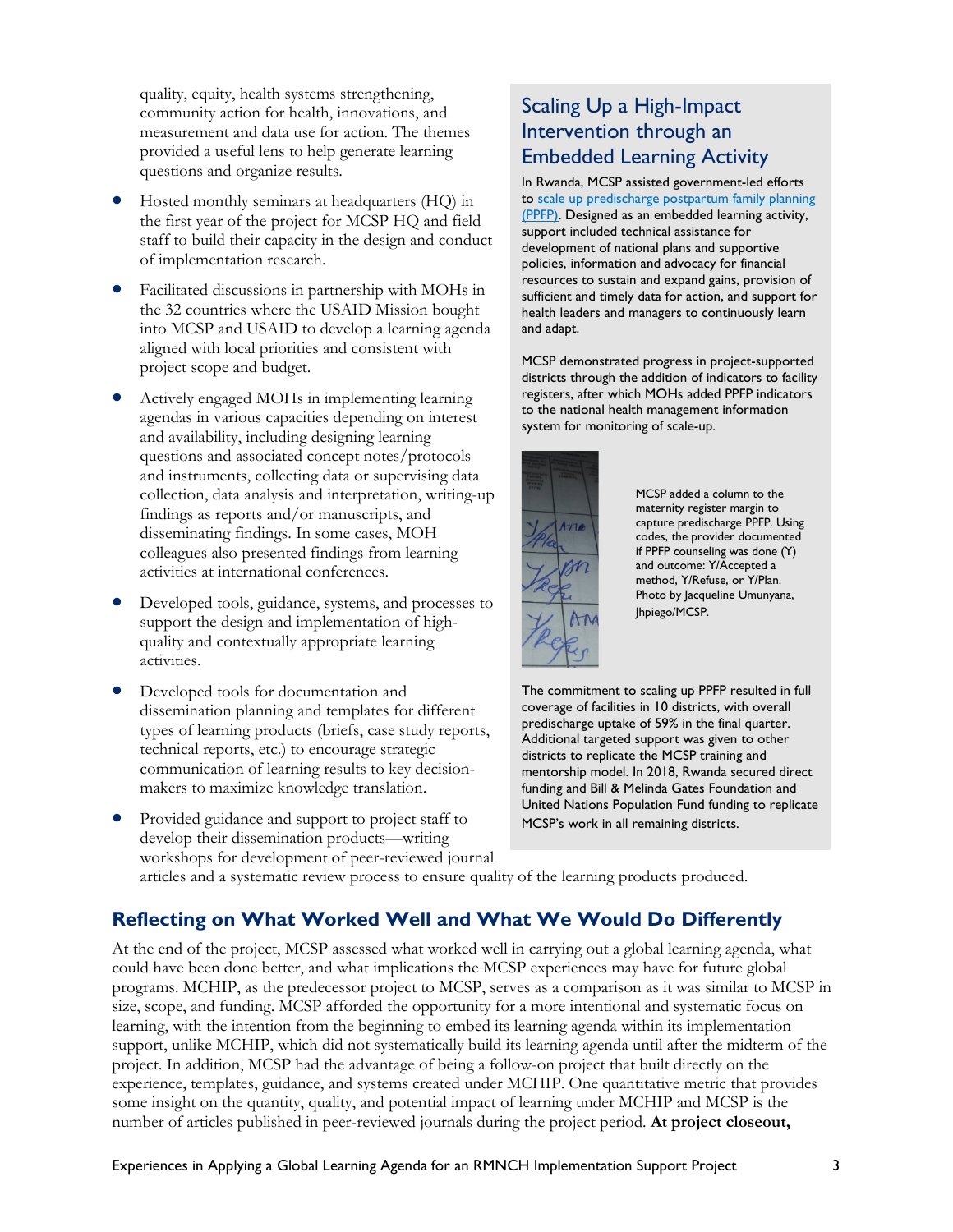quality, equity, health systems strengthening, community action for health, innovations, and measurement and data use for action. The themes provided a useful lens to help generate learning questions and organize results.

- Hosted monthly seminars at headquarters (HQ) in the first year of the project for MCSP HQ and field staff to build their capacity in the design and conduct of implementation research.
- Facilitated discussions in partnership with MOHs in the 32 countries where the USAID Mission bought into MCSP and USAID to develop a learning agenda aligned with local priorities and consistent with project scope and budget.
- Actively engaged MOHs in implementing learning agendas in various capacities depending on interest and availability, including designing learning questions and associated concept notes/protocols and instruments, collecting data or supervising data collection, data analysis and interpretation, writing-up findings as reports and/or manuscripts, and disseminating findings. In some cases, MOH colleagues also presented findings from learning activities at international conferences.
- Developed tools, guidance, systems, and processes to support the design and implementation of high-quality and contextually appropriate learning activities.
- Developed tools for documentation and dissemination planning and templates for different types of learning products (briefs, case study reports, technical reports, etc.) to encourage strategic communication of learning results to key decision-makers to maximize knowledge translation.
- Provided guidance and support to project staff to develop their dissemination products—writing workshops for development of peer-reviewed journal articles and a systematic review process to ensure quality of the learning products produced.

### Scaling Up a High-Impact Intervention through an Embedded Learning Activity

In Rwanda, MCSP assisted government-led efforts to scale up predischarge postpartum family planning (PPFP). Designed as an embedded learning activity, support included technical assistance for development of national plans and supportive policies, information and advocacy for financial resources to sustain and expand gains, provision of sufficient and timely data for action, and support for health leaders and managers to continuously learn and adapt.

MCSP demonstrated progress in project-supported districts through the addition of indicators to facility registers, after which MOHs added PPFP indicators to the national health management information system for monitoring of scale-up.

MCSP added a column to the maternity register margin to capture predischarge PPFP. Using codes, the provider documented if PPFP counseling was done (Y) and outcome: Y/Accepted a method, Y/Refuse, or Y/Plan. Photo by Jacqueline Umunyana, Jhpiego/MCSP.

The commitment to scaling up PPFP resulted in full coverage of facilities in 10 districts, with overall predischarge uptake of 59% in the final quarter. Additional targeted support was given to other districts to replicate the MCSP training and mentorship model. In 2018, Rwanda secured direct funding and Bill & Melinda Gates Foundation and United Nations Population Fund funding to replicate MCSP's work in all remaining districts.

## Reflecting on What Worked Well and What We Would Do Differently

At the end of the project, MCSP assessed what worked well in carrying out a global learning agenda, what could have been done better, and what implications the MCSP experiences may have for future global programs. MCHIP, as the predecessor project to MCSP, serves as a comparison as it was similar to MCSP in size, scope, and funding. MCSP afforded the opportunity for a more intentional and systematic focus on learning, with the intention from the beginning to embed its learning agenda within its implementation support, unlike MCHIP, which did not systematically build its learning agenda until after the midterm of the project. In addition, MCSP had the advantage of being a follow-on project that built directly on the experience, templates, guidance, and systems created under MCHIP. One quantitative metric that provides some insight on the quantity, quality, and potential impact of learning under MCHIP and MCSP is the number of articles published in peer-reviewed journals during the project period. **At project closeout,**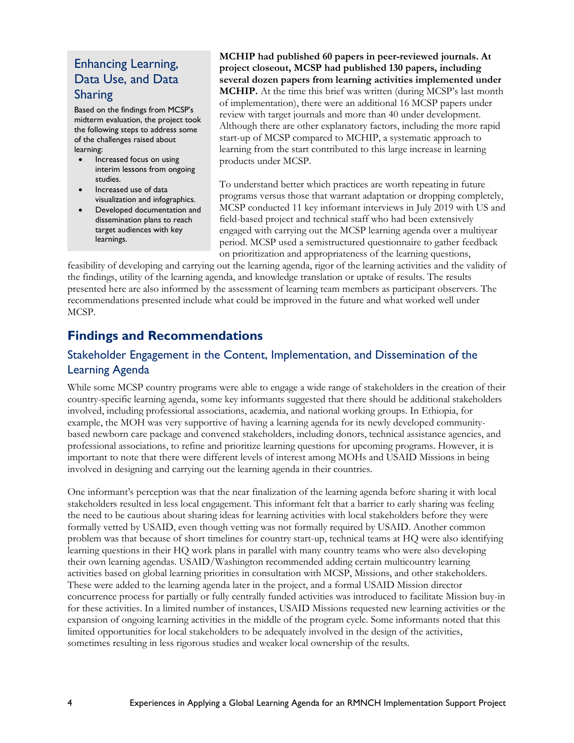### Enhancing Learning, Data Use, and Data Sharing

Based on the findings from MCSP's midterm evaluation, the project took the following steps to address some of the challenges raised about learning:

- Increased focus on using interim lessons from ongoing studies.
- Increased use of data visualization and infographics.
- Developed documentation and dissemination plans to reach target audiences with key learnings.

**MCHIP had published 60 papers in peer-reviewed journals. At project closeout, MCSP had published 130 papers, including several dozen papers from learning activities implemented under MCHIP.** At the time this brief was written (during MCSP's last month of implementation), there were an additional 16 MCSP papers under review with target journals and more than 40 under development. Although there are other explanatory factors, including the more rapid start-up of MCSP compared to MCHIP, a systematic approach to learning from the start contributed to this large increase in learning products under MCSP.

To understand better which practices are worth repeating in future programs versus those that warrant adaptation or dropping completely, MCSP conducted 11 key informant interviews in July 2019 with US and field-based project and technical staff who had been extensively engaged with carrying out the MCSP learning agenda over a multiyear period. MCSP used a semistructured questionnaire to gather feedback on prioritization and appropriateness of the learning questions, feasibility of developing and carrying out the learning agenda, rigor of the learning activities and the validity of the findings, utility of the learning agenda, and knowledge translation or uptake of results. The results presented here are also informed by the assessment of learning team members as participant observers. The recommendations presented include what could be improved in the future and what worked well under MCSP.

## Findings and Recommendations

### Stakeholder Engagement in the Content, Implementation, and Dissemination of the Learning Agenda

While some MCSP country programs were able to engage a wide range of stakeholders in the creation of their country-specific learning agenda, some key informants suggested that there should be additional stakeholders involved, including professional associations, academia, and national working groups. In Ethiopia, for example, the MOH was very supportive of having a learning agenda for its newly developed community-based newborn care package and convened stakeholders, including donors, technical assistance agencies, and professional associations, to refine and prioritize learning questions for upcoming programs. However, it is important to note that there were different levels of interest among MOHs and USAID Missions in being involved in designing and carrying out the learning agenda in their countries.

One informant's perception was that the near finalization of the learning agenda before sharing it with local stakeholders resulted in less local engagement. This informant felt that a barrier to early sharing was feeling the need to be cautious about sharing ideas for learning activities with local stakeholders before they were formally vetted by USAID, even though vetting was not formally required by USAID. Another common problem was that because of short timelines for country start-up, technical teams at HQ were also identifying learning questions in their HQ work plans in parallel with many country teams who were also developing their own learning agendas. USAID/Washington recommended adding certain multicountry learning activities based on global learning priorities in consultation with MCSP, Missions, and other stakeholders. These were added to the learning agenda later in the project, and a formal USAID Mission director concurrence process for partially or fully centrally funded activities was introduced to facilitate Mission buy-in for these activities. In a limited number of instances, USAID Missions requested new learning activities or the expansion of ongoing learning activities in the middle of the program cycle. Some informants noted that this limited opportunities for local stakeholders to be adequately involved in the design of the activities, sometimes resulting in less rigorous studies and weaker local ownership of the results.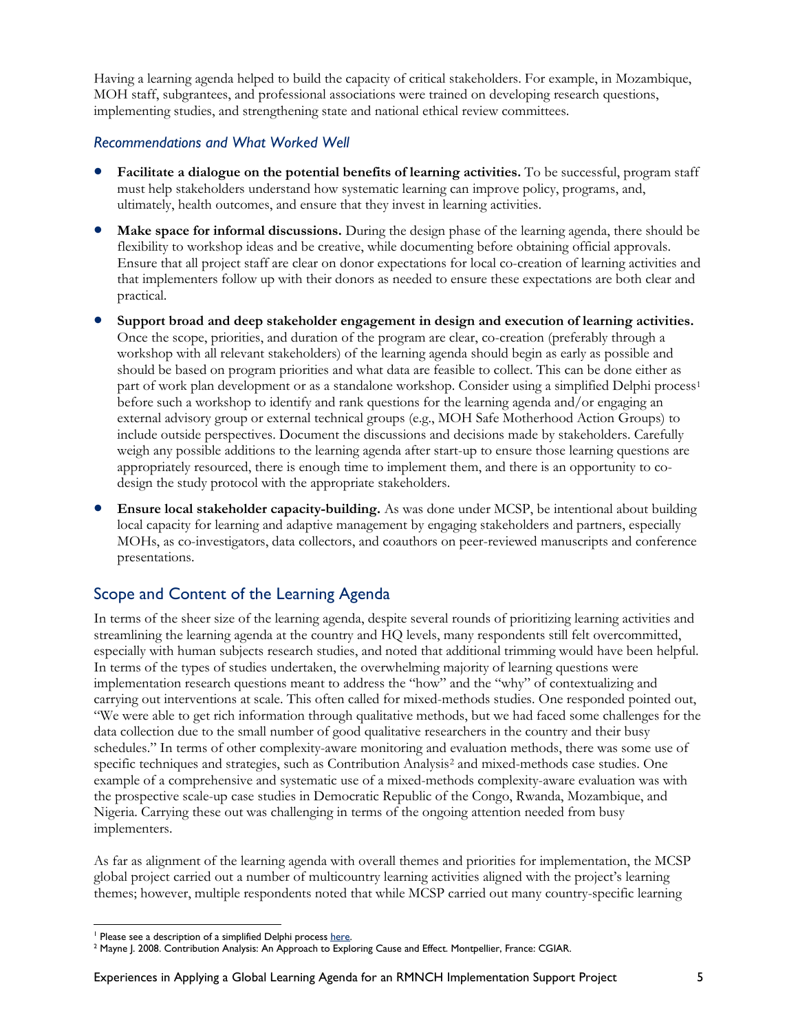Having a learning agenda helped to build the capacity of critical stakeholders. For example, in Mozambique, MOH staff, subgrantees, and professional associations were trained on developing research questions, implementing studies, and strengthening state and national ethical review committees.

### *Recommendations and What Worked Well*

- **Facilitate a dialogue on the potential benefits of learning activities.** To be successful, program staff must help stakeholders understand how systematic learning can improve policy, programs, and, ultimately, health outcomes, and ensure that they invest in learning activities.
- **Make space for informal discussions.** During the design phase of the learning agenda, there should be flexibility to workshop ideas and be creative, while documenting before obtaining official approvals. Ensure that all project staff are clear on donor expectations for local co-creation of learning activities and that implementers follow up with their donors as needed to ensure these expectations are both clear and practical.
- **Support broad and deep stakeholder engagement in design and execution of learning activities.** Once the scope, priorities, and duration of the program are clear, co-creation (preferably through a workshop with all relevant stakeholders) of the learning agenda should begin as early as possible and should be based on program priorities and what data are feasible to collect. This can be done either as part of work plan development or as a standalone workshop. Consider using a simplified Delphi process[1] before such a workshop to identify and rank questions for the learning agenda and/or engaging an external advisory group or external technical groups (e.g., MOH Safe Motherhood Action Groups) to include outside perspectives. Document the discussions and decisions made by stakeholders. Carefully weigh any possible additions to the learning agenda after start-up to ensure those learning questions are appropriately resourced, there is enough time to implement them, and there is an opportunity to co-design the study protocol with the appropriate stakeholders.
- **Ensure local stakeholder capacity-building.** As was done under MCSP, be intentional about building local capacity for learning and adaptive management by engaging stakeholders and partners, especially MOHs, as co-investigators, data collectors, and coauthors on peer-reviewed manuscripts and conference presentations.

## Scope and Content of the Learning Agenda

In terms of the sheer size of the learning agenda, despite several rounds of prioritizing learning activities and streamlining the learning agenda at the country and HQ levels, many respondents still felt overcommitted, especially with human subjects research studies, and noted that additional trimming would have been helpful. In terms of the types of studies undertaken, the overwhelming majority of learning questions were implementation research questions meant to address the "how" and the "why" of contextualizing and carrying out interventions at scale. This often called for mixed-methods studies. One responded pointed out, "We were able to get rich information through qualitative methods, but we had faced some challenges for the data collection due to the small number of good qualitative researchers in the country and their busy schedules." In terms of other complexity-aware monitoring and evaluation methods, there was some use of specific techniques and strategies, such as Contribution Analysis[2] and mixed-methods case studies. One example of a comprehensive and systematic use of a mixed-methods complexity-aware evaluation was with the prospective scale-up case studies in Democratic Republic of the Congo, Rwanda, Mozambique, and Nigeria. Carrying these out was challenging in terms of the ongoing attention needed from busy implementers.

As far as alignment of the learning agenda with overall themes and priorities for implementation, the MCSP global project carried out a number of multicountry learning activities aligned with the project's learning themes; however, multiple respondents noted that while MCSP carried out many country-specific learning

---

[1] Please see a description of a simplified Delphi process here.

[2] Mayne J. 2008. Contribution Analysis: An Approach to Exploring Cause and Effect. Montpellier, France: CGIAR.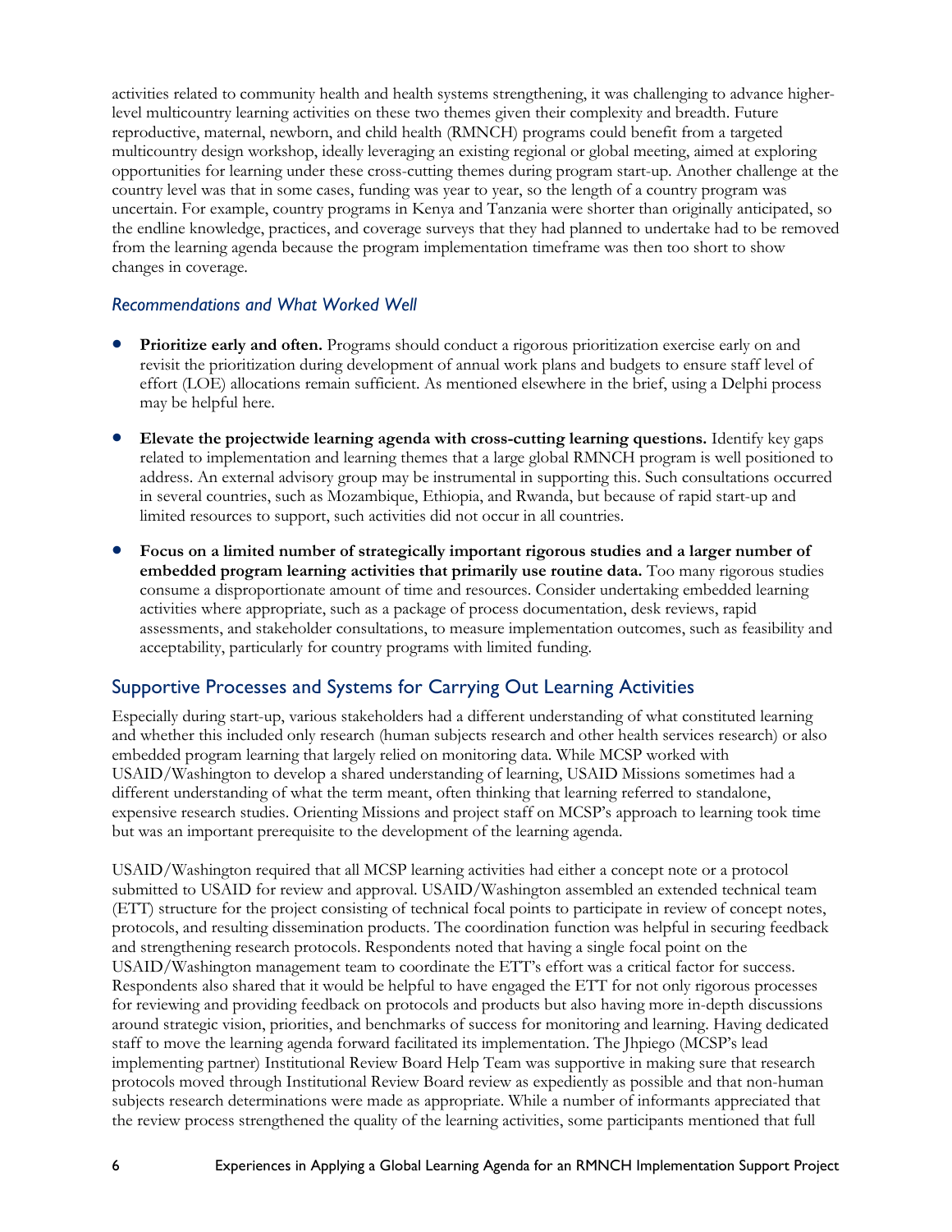activities related to community health and health systems strengthening, it was challenging to advance higher-level multicountry learning activities on these two themes given their complexity and breadth. Future reproductive, maternal, newborn, and child health (RMNCH) programs could benefit from a targeted multicountry design workshop, ideally leveraging an existing regional or global meeting, aimed at exploring opportunities for learning under these cross-cutting themes during program start-up. Another challenge at the country level was that in some cases, funding was year to year, so the length of a country program was uncertain. For example, country programs in Kenya and Tanzania were shorter than originally anticipated, so the endline knowledge, practices, and coverage surveys that they had planned to undertake had to be removed from the learning agenda because the program implementation timeframe was then too short to show changes in coverage.

### *Recommendations and What Worked Well*

- **Prioritize early and often.** Programs should conduct a rigorous prioritization exercise early on and revisit the prioritization during development of annual work plans and budgets to ensure staff level of effort (LOE) allocations remain sufficient. As mentioned elsewhere in the brief, using a Delphi process may be helpful here.
- **Elevate the projectwide learning agenda with cross-cutting learning questions.** Identify key gaps related to implementation and learning themes that a large global RMNCH program is well positioned to address. An external advisory group may be instrumental in supporting this. Such consultations occurred in several countries, such as Mozambique, Ethiopia, and Rwanda, but because of rapid start-up and limited resources to support, such activities did not occur in all countries.
- **Focus on a limited number of strategically important rigorous studies and a larger number of embedded program learning activities that primarily use routine data.** Too many rigorous studies consume a disproportionate amount of time and resources. Consider undertaking embedded learning activities where appropriate, such as a package of process documentation, desk reviews, rapid assessments, and stakeholder consultations, to measure implementation outcomes, such as feasibility and acceptability, particularly for country programs with limited funding.

## Supportive Processes and Systems for Carrying Out Learning Activities

Especially during start-up, various stakeholders had a different understanding of what constituted learning and whether this included only research (human subjects research and other health services research) or also embedded program learning that largely relied on monitoring data. While MCSP worked with USAID/Washington to develop a shared understanding of learning, USAID Missions sometimes had a different understanding of what the term meant, often thinking that learning referred to standalone, expensive research studies. Orienting Missions and project staff on MCSP's approach to learning took time but was an important prerequisite to the development of the learning agenda.

USAID/Washington required that all MCSP learning activities had either a concept note or a protocol submitted to USAID for review and approval. USAID/Washington assembled an extended technical team (ETT) structure for the project consisting of technical focal points to participate in review of concept notes, protocols, and resulting dissemination products. The coordination function was helpful in securing feedback and strengthening research protocols. Respondents noted that having a single focal point on the USAID/Washington management team to coordinate the ETT's effort was a critical factor for success. Respondents also shared that it would be helpful to have engaged the ETT for not only rigorous processes for reviewing and providing feedback on protocols and products but also having more in-depth discussions around strategic vision, priorities, and benchmarks of success for monitoring and learning. Having dedicated staff to move the learning agenda forward facilitated its implementation. The Jhpiego (MCSP's lead implementing partner) Institutional Review Board Help Team was supportive in making sure that research protocols moved through Institutional Review Board review as expediently as possible and that non-human subjects research determinations were made as appropriate. While a number of informants appreciated that the review process strengthened the quality of the learning activities, some participants mentioned that full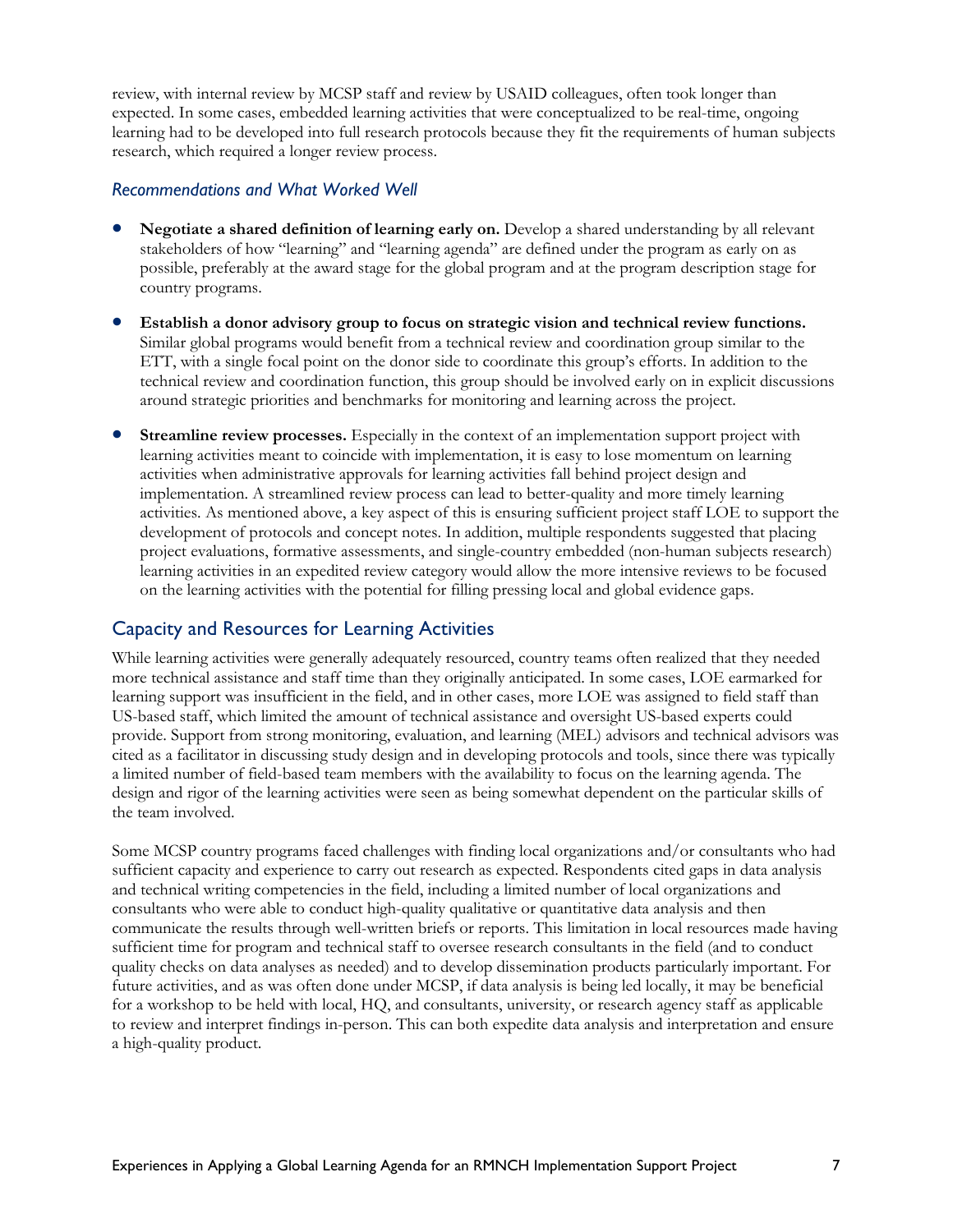review, with internal review by MCSP staff and review by USAID colleagues, often took longer than expected. In some cases, embedded learning activities that were conceptualized to be real-time, ongoing learning had to be developed into full research protocols because they fit the requirements of human subjects research, which required a longer review process.

### *Recommendations and What Worked Well*

- **Negotiate a shared definition of learning early on.** Develop a shared understanding by all relevant stakeholders of how "learning" and "learning agenda" are defined under the program as early on as possible, preferably at the award stage for the global program and at the program description stage for country programs.
- **Establish a donor advisory group to focus on strategic vision and technical review functions.** Similar global programs would benefit from a technical review and coordination group similar to the ETT, with a single focal point on the donor side to coordinate this group's efforts. In addition to the technical review and coordination function, this group should be involved early on in explicit discussions around strategic priorities and benchmarks for monitoring and learning across the project.
- **Streamline review processes.** Especially in the context of an implementation support project with learning activities meant to coincide with implementation, it is easy to lose momentum on learning activities when administrative approvals for learning activities fall behind project design and implementation. A streamlined review process can lead to better-quality and more timely learning activities. As mentioned above, a key aspect of this is ensuring sufficient project staff LOE to support the development of protocols and concept notes. In addition, multiple respondents suggested that placing project evaluations, formative assessments, and single-country embedded (non-human subjects research) learning activities in an expedited review category would allow the more intensive reviews to be focused on the learning activities with the potential for filling pressing local and global evidence gaps.

## Capacity and Resources for Learning Activities

While learning activities were generally adequately resourced, country teams often realized that they needed more technical assistance and staff time than they originally anticipated. In some cases, LOE earmarked for learning support was insufficient in the field, and in other cases, more LOE was assigned to field staff than US-based staff, which limited the amount of technical assistance and oversight US-based experts could provide. Support from strong monitoring, evaluation, and learning (MEL) advisors and technical advisors was cited as a facilitator in discussing study design and in developing protocols and tools, since there was typically a limited number of field-based team members with the availability to focus on the learning agenda. The design and rigor of the learning activities were seen as being somewhat dependent on the particular skills of the team involved.

Some MCSP country programs faced challenges with finding local organizations and/or consultants who had sufficient capacity and experience to carry out research as expected. Respondents cited gaps in data analysis and technical writing competencies in the field, including a limited number of local organizations and consultants who were able to conduct high-quality qualitative or quantitative data analysis and then communicate the results through well-written briefs or reports. This limitation in local resources made having sufficient time for program and technical staff to oversee research consultants in the field (and to conduct quality checks on data analyses as needed) and to develop dissemination products particularly important. For future activities, and as was often done under MCSP, if data analysis is being led locally, it may be beneficial for a workshop to be held with local, HQ, and consultants, university, or research agency staff as applicable to review and interpret findings in-person. This can both expedite data analysis and interpretation and ensure a high-quality product.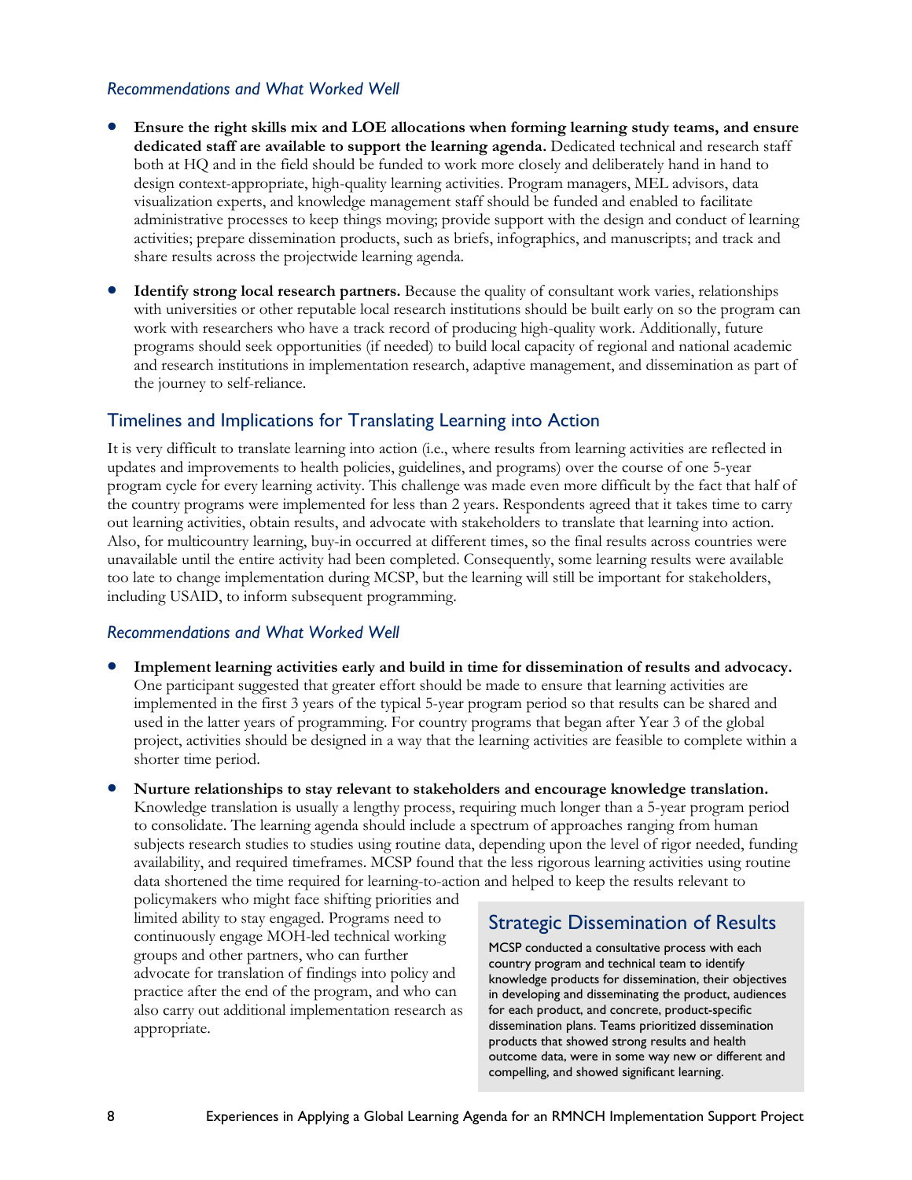### *Recommendations and What Worked Well*

- **Ensure the right skills mix and LOE allocations when forming learning study teams, and ensure dedicated staff are available to support the learning agenda.** Dedicated technical and research staff both at HQ and in the field should be funded to work more closely and deliberately hand in hand to design context-appropriate, high-quality learning activities. Program managers, MEL advisors, data visualization experts, and knowledge management staff should be funded and enabled to facilitate administrative processes to keep things moving; provide support with the design and conduct of learning activities; prepare dissemination products, such as briefs, infographics, and manuscripts; and track and share results across the projectwide learning agenda.
- **Identify strong local research partners.** Because the quality of consultant work varies, relationships with universities or other reputable local research institutions should be built early on so the program can work with researchers who have a track record of producing high-quality work. Additionally, future programs should seek opportunities (if needed) to build local capacity of regional and national academic and research institutions in implementation research, adaptive management, and dissemination as part of the journey to self-reliance.

## Timelines and Implications for Translating Learning into Action

It is very difficult to translate learning into action (i.e., where results from learning activities are reflected in updates and improvements to health policies, guidelines, and programs) over the course of one 5-year program cycle for every learning activity. This challenge was made even more difficult by the fact that half of the country programs were implemented for less than 2 years. Respondents agreed that it takes time to carry out learning activities, obtain results, and advocate with stakeholders to translate that learning into action. Also, for multicountry learning, buy-in occurred at different times, so the final results across countries were unavailable until the entire activity had been completed. Consequently, some learning results were available too late to change implementation during MCSP, but the learning will still be important for stakeholders, including USAID, to inform subsequent programming.

### *Recommendations and What Worked Well*

- **Implement learning activities early and build in time for dissemination of results and advocacy.** One participant suggested that greater effort should be made to ensure that learning activities are implemented in the first 3 years of the typical 5-year program period so that results can be shared and used in the latter years of programming. For country programs that began after Year 3 of the global project, activities should be designed in a way that the learning activities are feasible to complete within a shorter time period.
- **Nurture relationships to stay relevant to stakeholders and encourage knowledge translation.** Knowledge translation is usually a lengthy process, requiring much longer than a 5-year program period to consolidate. The learning agenda should include a spectrum of approaches ranging from human subjects research studies to studies using routine data, depending upon the level of rigor needed, funding availability, and required timeframes. MCSP found that the less rigorous learning activities using routine data shortened the time required for learning-to-action and helped to keep the results relevant to policymakers who might face shifting priorities and limited ability to stay engaged. Programs need to continuously engage MOH-led technical working groups and other partners, who can further advocate for translation of findings into policy and practice after the end of the program, and who can also carry out additional implementation research as appropriate.

## Strategic Dissemination of Results

MCSP conducted a consultative process with each country program and technical team to identify knowledge products for dissemination, their objectives in developing and disseminating the product, audiences for each product, and concrete, product-specific dissemination plans. Teams prioritized dissemination products that showed strong results and health outcome data, were in some way new or different and compelling, and showed significant learning.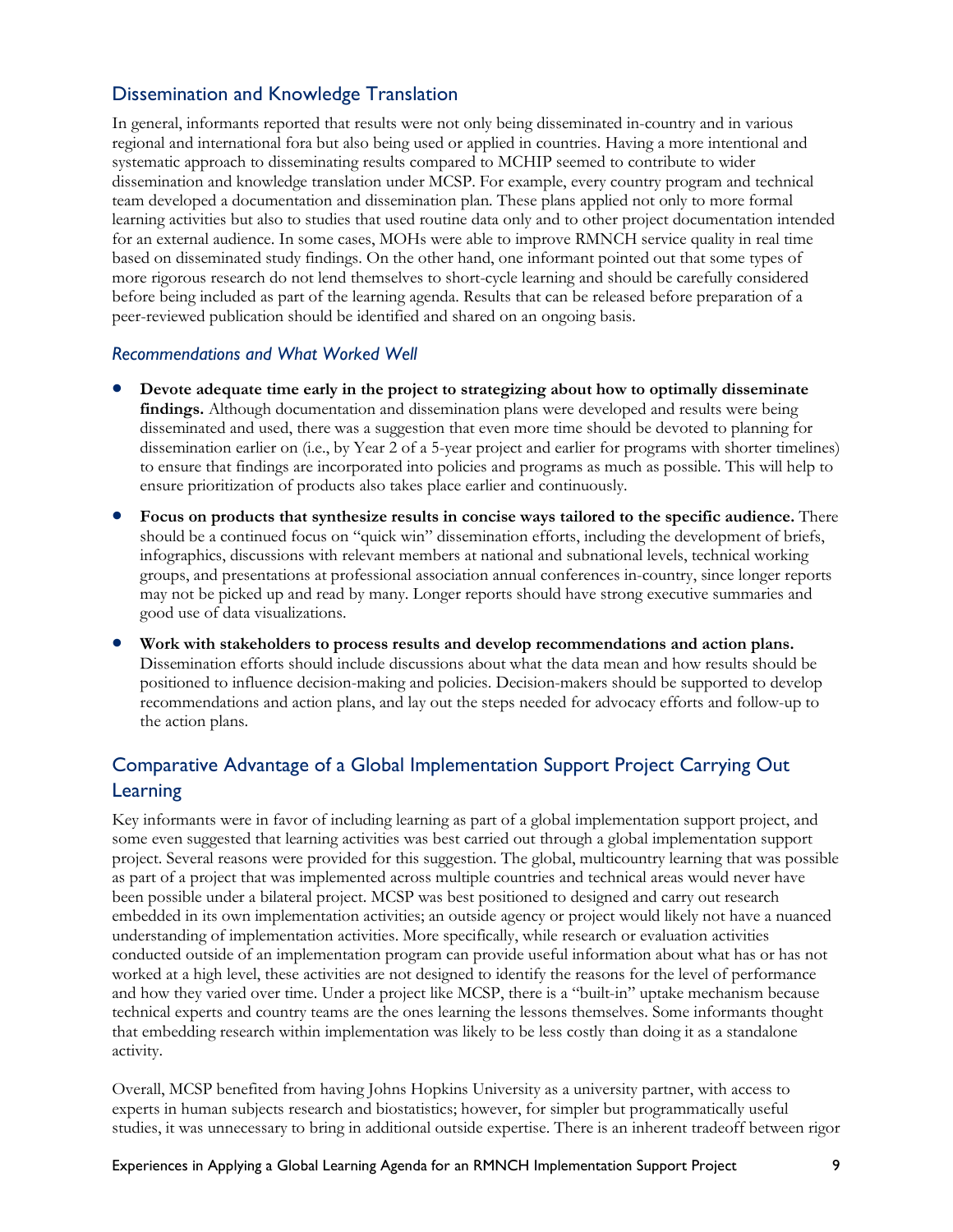## Dissemination and Knowledge Translation

In general, informants reported that results were not only being disseminated in-country and in various regional and international fora but also being used or applied in countries. Having a more intentional and systematic approach to disseminating results compared to MCHIP seemed to contribute to wider dissemination and knowledge translation under MCSP. For example, every country program and technical team developed a documentation and dissemination plan. These plans applied not only to more formal learning activities but also to studies that used routine data only and to other project documentation intended for an external audience. In some cases, MOHs were able to improve RMNCH service quality in real time based on disseminated study findings. On the other hand, one informant pointed out that some types of more rigorous research do not lend themselves to short-cycle learning and should be carefully considered before being included as part of the learning agenda. Results that can be released before preparation of a peer-reviewed publication should be identified and shared on an ongoing basis.

### *Recommendations and What Worked Well*

- **Devote adequate time early in the project to strategizing about how to optimally disseminate findings.** Although documentation and dissemination plans were developed and results were being disseminated and used, there was a suggestion that even more time should be devoted to planning for dissemination earlier on (i.e., by Year 2 of a 5-year project and earlier for programs with shorter timelines) to ensure that findings are incorporated into policies and programs as much as possible. This will help to ensure prioritization of products also takes place earlier and continuously.
- **Focus on products that synthesize results in concise ways tailored to the specific audience.** There should be a continued focus on "quick win" dissemination efforts, including the development of briefs, infographics, discussions with relevant members at national and subnational levels, technical working groups, and presentations at professional association annual conferences in-country, since longer reports may not be picked up and read by many. Longer reports should have strong executive summaries and good use of data visualizations.
- **Work with stakeholders to process results and develop recommendations and action plans.** Dissemination efforts should include discussions about what the data mean and how results should be positioned to influence decision-making and policies. Decision-makers should be supported to develop recommendations and action plans, and lay out the steps needed for advocacy efforts and follow-up to the action plans.

## Comparative Advantage of a Global Implementation Support Project Carrying Out Learning

Key informants were in favor of including learning as part of a global implementation support project, and some even suggested that learning activities was best carried out through a global implementation support project. Several reasons were provided for this suggestion. The global, multicountry learning that was possible as part of a project that was implemented across multiple countries and technical areas would never have been possible under a bilateral project. MCSP was best positioned to designed and carry out research embedded in its own implementation activities; an outside agency or project would likely not have a nuanced understanding of implementation activities. More specifically, while research or evaluation activities conducted outside of an implementation program can provide useful information about what has or has not worked at a high level, these activities are not designed to identify the reasons for the level of performance and how they varied over time. Under a project like MCSP, there is a "built-in" uptake mechanism because technical experts and country teams are the ones learning the lessons themselves. Some informants thought that embedding research within implementation was likely to be less costly than doing it as a standalone activity.

Overall, MCSP benefited from having Johns Hopkins University as a university partner, with access to experts in human subjects research and biostatistics; however, for simpler but programmatically useful studies, it was unnecessary to bring in additional outside expertise. There is an inherent tradeoff between rigor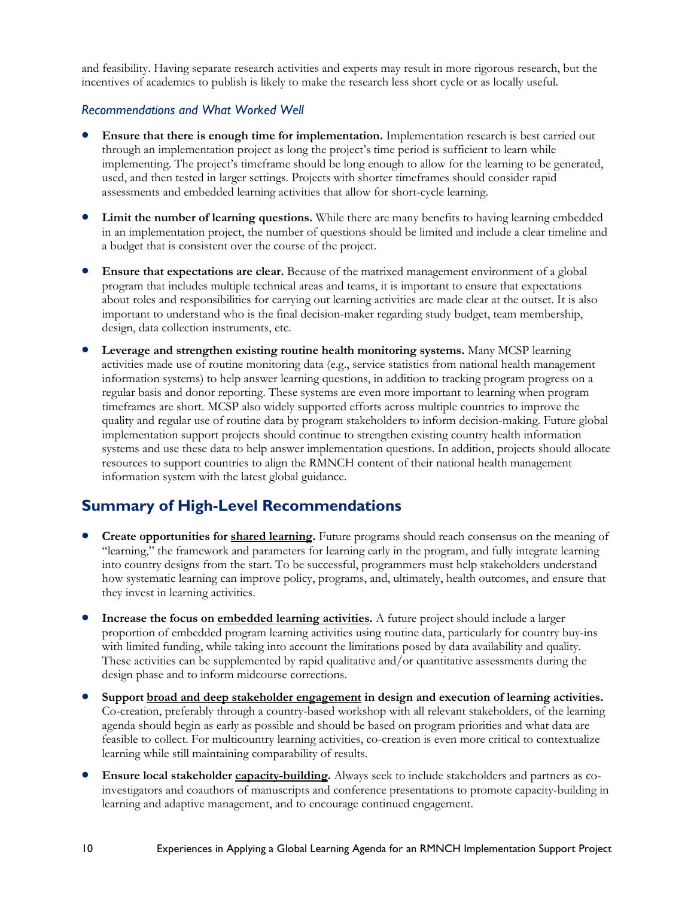and feasibility. Having separate research activities and experts may result in more rigorous research, but the incentives of academics to publish is likely to make the research less short cycle or as locally useful.

### *Recommendations and What Worked Well*

- **Ensure that there is enough time for implementation.** Implementation research is best carried out through an implementation project as long the project's time period is sufficient to learn while implementing. The project's timeframe should be long enough to allow for the learning to be generated, used, and then tested in larger settings. Projects with shorter timeframes should consider rapid assessments and embedded learning activities that allow for short-cycle learning.

- **Limit the number of learning questions.** While there are many benefits to having learning embedded in an implementation project, the number of questions should be limited and include a clear timeline and a budget that is consistent over the course of the project.

- **Ensure that expectations are clear.** Because of the matrixed management environment of a global program that includes multiple technical areas and teams, it is important to ensure that expectations about roles and responsibilities for carrying out learning activities are made clear at the outset. It is also important to understand who is the final decision-maker regarding study budget, team membership, design, data collection instruments, etc.

- **Leverage and strengthen existing routine health monitoring systems.** Many MCSP learning activities made use of routine monitoring data (e.g., service statistics from national health management information systems) to help answer learning questions, in addition to tracking program progress on a regular basis and donor reporting. These systems are even more important to learning when program timeframes are short. MCSP also widely supported efforts across multiple countries to improve the quality and regular use of routine data by program stakeholders to inform decision-making. Future global implementation support projects should continue to strengthen existing country health information systems and use these data to help answer implementation questions. In addition, projects should allocate resources to support countries to align the RMNCH content of their national health management information system with the latest global guidance.

## Summary of High-Level Recommendations

- **Create opportunities for <u>shared learning</u>.** Future programs should reach consensus on the meaning of "learning," the framework and parameters for learning early in the program, and fully integrate learning into country designs from the start. To be successful, programmers must help stakeholders understand how systematic learning can improve policy, programs, and, ultimately, health outcomes, and ensure that they invest in learning activities.

- **Increase the focus on <u>embedded learning activities</u>.** A future project should include a larger proportion of embedded program learning activities using routine data, particularly for country buy-ins with limited funding, while taking into account the limitations posed by data availability and quality. These activities can be supplemented by rapid qualitative and/or quantitative assessments during the design phase and to inform midcourse corrections.

- **Support <u>broad and deep stakeholder engagement</u> in design and execution of learning activities.** Co-creation, preferably through a country-based workshop with all relevant stakeholders, of the learning agenda should begin as early as possible and should be based on program priorities and what data are feasible to collect. For multicountry learning activities, co-creation is even more critical to contextualize learning while still maintaining comparability of results.

- **Ensure local stakeholder <u>capacity-building</u>.** Always seek to include stakeholders and partners as co-investigators and coauthors of manuscripts and conference presentations to promote capacity-building in learning and adaptive management, and to encourage continued engagement.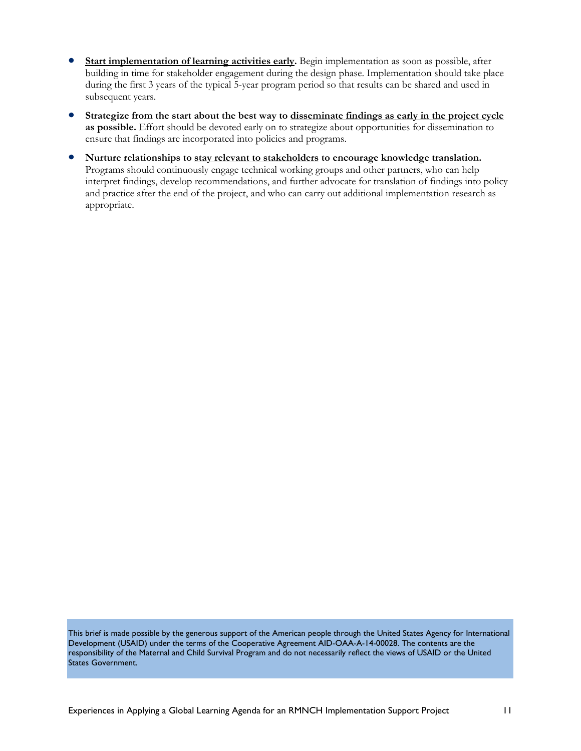- **<u>Start implementation of learning activities early</u>.** Begin implementation as soon as possible, after building in time for stakeholder engagement during the design phase. Implementation should take place during the first 3 years of the typical 5-year program period so that results can be shared and used in subsequent years.
- **Strategize from the start about the best way to <u>disseminate findings as early in the project cycle</u> as possible.** Effort should be devoted early on to strategize about opportunities for dissemination to ensure that findings are incorporated into policies and programs.
- **Nurture relationships to <u>stay relevant to stakeholders</u> to encourage knowledge translation.** Programs should continuously engage technical working groups and other partners, who can help interpret findings, develop recommendations, and further advocate for translation of findings into policy and practice after the end of the project, and who can carry out additional implementation research as appropriate.

This brief is made possible by the generous support of the American people through the United States Agency for International Development (USAID) under the terms of the Cooperative Agreement AID-OAA-A-14-00028. The contents are the responsibility of the Maternal and Child Survival Program and do not necessarily reflect the views of USAID or the United States Government.